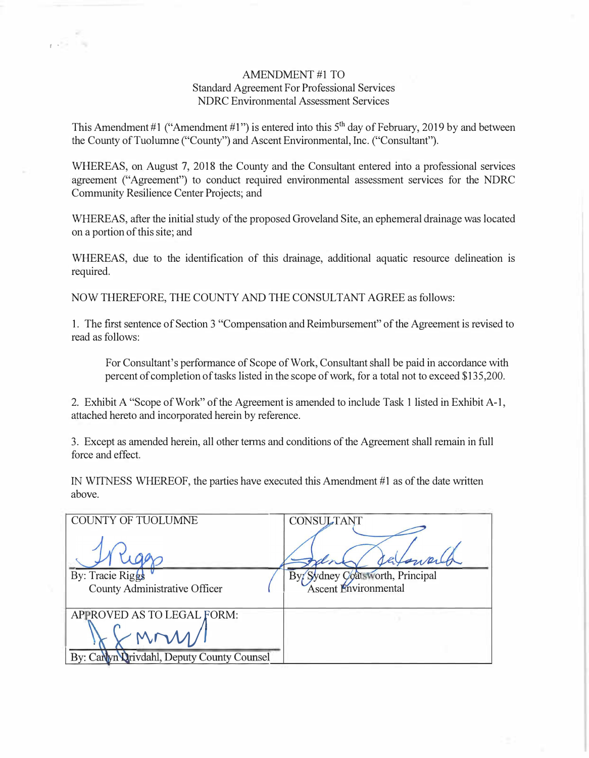AMENDMENT #1 TO
Standard Agreement For Professional Services
NDRC Environmental Assessment Services

This Amendment #1 ("Amendment #1") is entered into this 5th day of February, 2019 by and between the County of Tuolumne ("County") and Ascent Environmental, Inc. ("Consultant").

WHEREAS, on August 7, 2018 the County and the Consultant entered into a professional services agreement ("Agreement") to conduct required environmental assessment services for the NDRC Community Resilience Center Projects; and

WHEREAS, after the initial study of the proposed Groveland Site, an ephemeral drainage was located on a portion of this site; and

WHEREAS, due to the identification of this drainage, additional aquatic resource delineation is required.

NOW THEREFORE, THE COUNTY AND THE CONSULTANT AGREE as follows:

1. The first sentence of Section 3 "Compensation and Reimbursement" of the Agreement is revised to read as follows:

   For Consultant's performance of Scope of Work, Consultant shall be paid in accordance with percent of completion of tasks listed in the scope of work, for a total not to exceed $135,200.

2. Exhibit A "Scope of Work" of the Agreement is amended to include Task 1 listed in Exhibit A-1, attached hereto and incorporated herein by reference.

3. Except as amended herein, all other terms and conditions of the Agreement shall remain in full force and effect.

IN WITNESS WHEREOF, the parties have executed this Amendment #1 as of the date written above.

| COUNTY OF TUOLUMNE | CONSULTANT |
|---|---|
| By: Tracie Riggs<br>County Administrative Officer | By: Sydney Coatsworth, Principal<br>Ascent Environmental |
| APPROVED AS TO LEGAL FORM:<br>By: Carlyn Drivdahl, Deputy County Counsel | |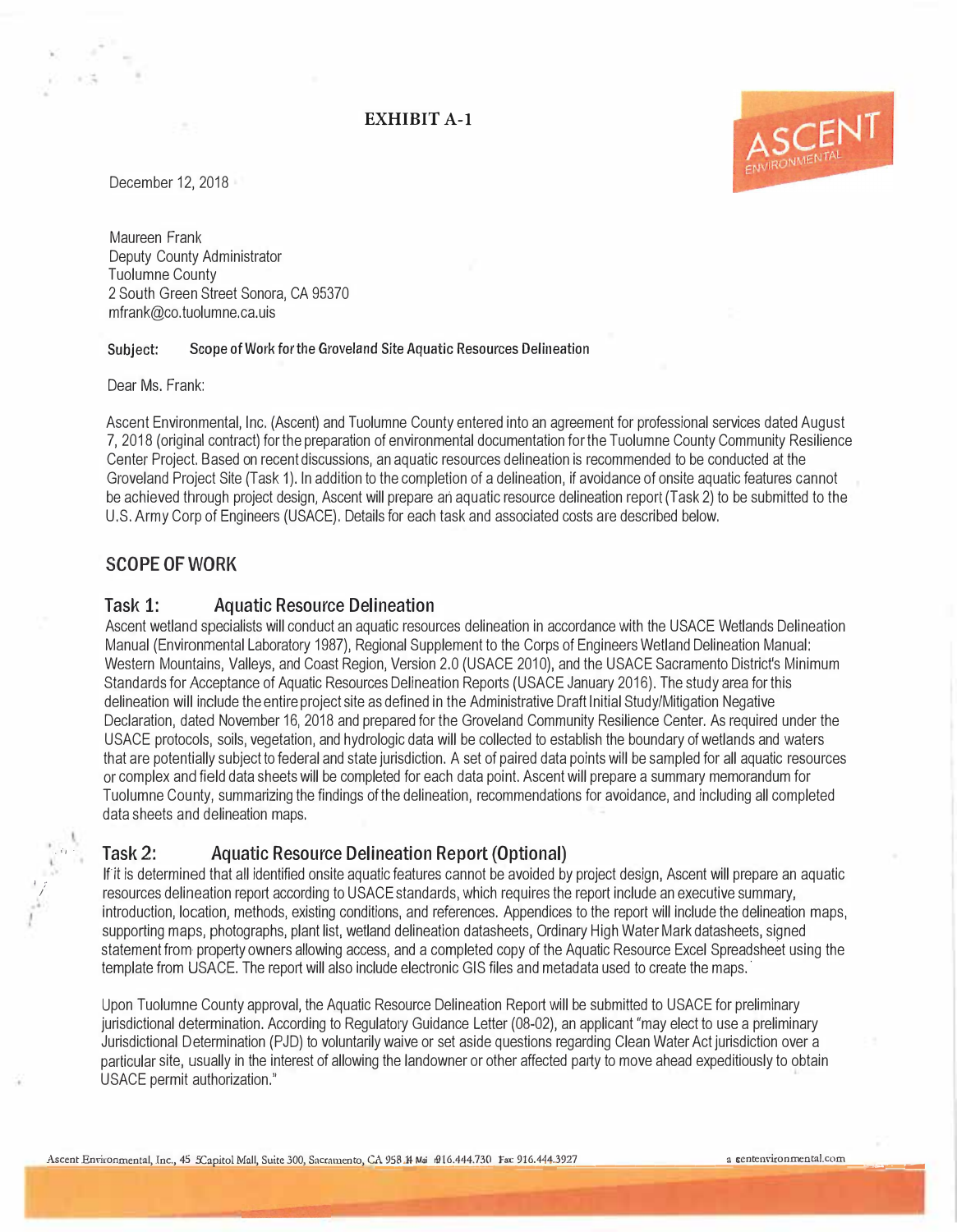**EXHIBIT A-1**

December 12, 2018

Maureen Frank
Deputy County Administrator
Tuolumne County
2 South Green Street Sonora, CA 95370
mfrank@co.tuolumne.ca.uis

**Subject:** Scope of Work for the Groveland Site Aquatic Resources Delineation

Dear Ms. Frank:

Ascent Environmental, Inc. (Ascent) and Tuolumne County entered into an agreement for professional services dated August 7, 2018 (original contract) for the preparation of environmental documentation for the Tuolumne County Community Resilience Center Project. Based on recent discussions, an aquatic resources delineation is recommended to be conducted at the Groveland Project Site (Task 1). In addition to the completion of a delineation, if avoidance of onsite aquatic features cannot be achieved through project design, Ascent will prepare an aquatic resource delineation report (Task 2) to be submitted to the U.S. Army Corp of Engineers (USACE). Details for each task and associated costs are described below.

## SCOPE OF WORK

### Task 1: Aquatic Resource Delineation

Ascent wetland specialists will conduct an aquatic resources delineation in accordance with the USACE Wetlands Delineation Manual (Environmental Laboratory 1987), Regional Supplement to the Corps of Engineers Wetland Delineation Manual: Western Mountains, Valleys, and Coast Region, Version 2.0 (USACE 2010), and the USACE Sacramento District's Minimum Standards for Acceptance of Aquatic Resources Delineation Reports (USACE January 2016). The study area for this delineation will include the entire project site as defined in the Administrative Draft Initial Study/Mitigation Negative Declaration, dated November 16, 2018 and prepared for the Groveland Community Resilience Center. As required under the USACE protocols, soils, vegetation, and hydrologic data will be collected to establish the boundary of wetlands and waters that are potentially subject to federal and state jurisdiction. A set of paired data points will be sampled for all aquatic resources or complex and field data sheets will be completed for each data point. Ascent will prepare a summary memorandum for Tuolumne County, summarizing the findings of the delineation, recommendations for avoidance, and including all completed data sheets and delineation maps.

### Task 2: Aquatic Resource Delineation Report (Optional)

If it is determined that all identified onsite aquatic features cannot be avoided by project design, Ascent will prepare an aquatic resources delineation report according to USACE standards, which requires the report include an executive summary, introduction, location, methods, existing conditions, and references. Appendices to the report will include the delineation maps, supporting maps, photographs, plant list, wetland delineation datasheets, Ordinary High Water Mark datasheets, signed statement from property owners allowing access, and a completed copy of the Aquatic Resource Excel Spreadsheet using the template from USACE. The report will also include electronic GIS files and metadata used to create the maps.

Upon Tuolumne County approval, the Aquatic Resource Delineation Report will be submitted to USACE for preliminary jurisdictional determination. According to Regulatory Guidance Letter (08-02), an applicant "may elect to use a preliminary Jurisdictional Determination (PJD) to voluntarily waive or set aside questions regarding Clean Water Act jurisdiction over a particular site, usually in the interest of allowing the landowner or other affected party to move ahead expeditiously to obtain USACE permit authorization."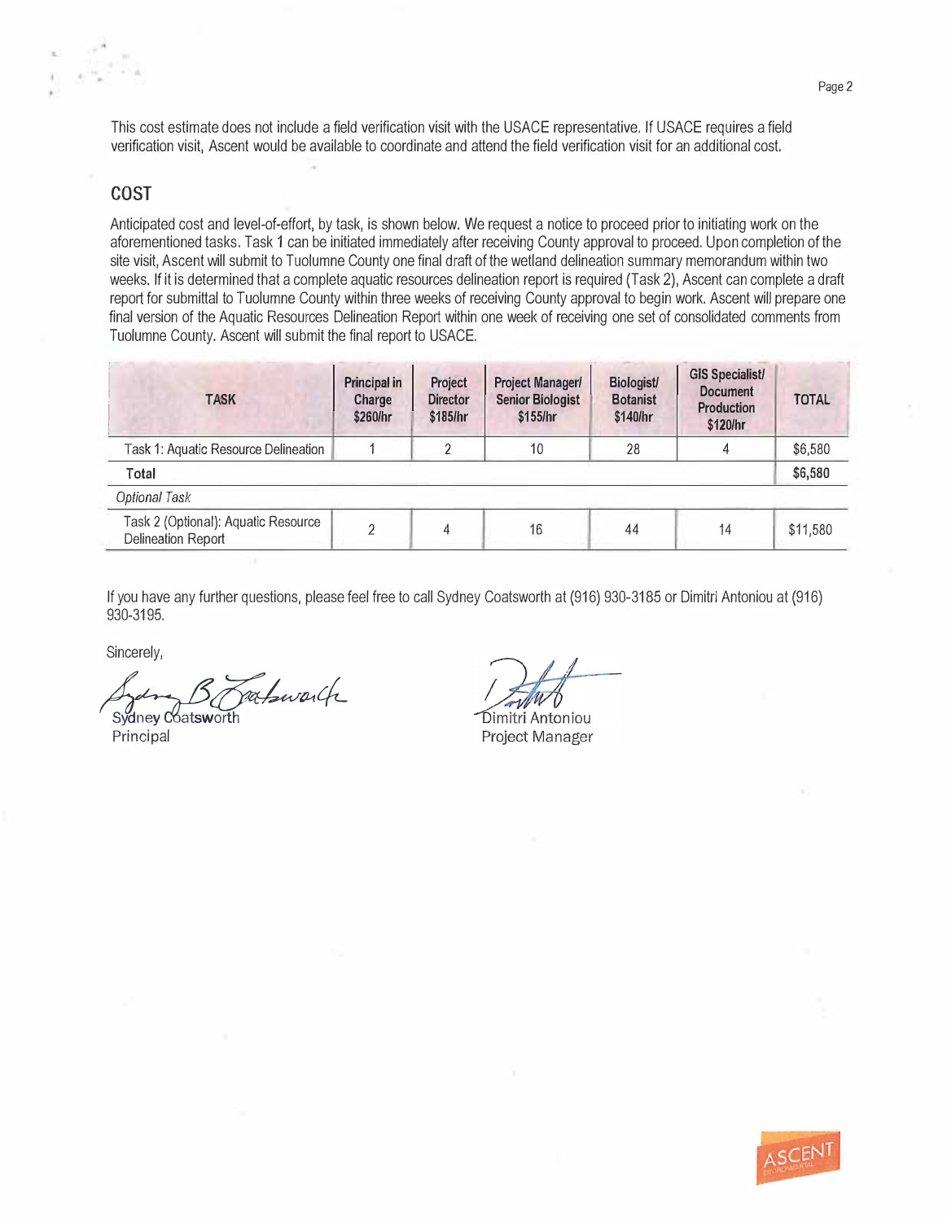This cost estimate does not include a field verification visit with the USACE representative. If USACE requires a field verification visit, Ascent would be available to coordinate and attend the field verification visit for an additional cost.

## COST

Anticipated cost and level-of-effort, by task, is shown below. We request a notice to proceed prior to initiating work on the aforementioned tasks. Task 1 can be initiated immediately after receiving County approval to proceed. Upon completion of the site visit, Ascent will submit to Tuolumne County one final draft of the wetland delineation summary memorandum within two weeks. If it is determined that a complete aquatic resources delineation report is required (Task 2), Ascent can complete a draft report for submittal to Tuolumne County within three weeks of receiving County approval to begin work. Ascent will prepare one final version of the Aquatic Resources Delineation Report within one week of receiving one set of consolidated comments from Tuolumne County. Ascent will submit the final report to USACE.

| TASK | Principal in Charge $260/hr | Project Director $185/hr | Project Manager/ Senior Biologist $155/hr | Biologist/ Botanist $140/hr | GIS Specialist/ Document Production $120/hr | TOTAL |
|---|---|---|---|---|---|---|
| Task 1: Aquatic Resource Delineation | 1 | 2 | 10 | 28 | 4 | $6,580 |
| **Total** | | | | | | **$6,580** |
| *Optional Task* | | | | | | |
| Task 2 (Optional): Aquatic Resource Delineation Report | 2 | 4 | 16 | 44 | 14 | $11,580 |

If you have any further questions, please feel free to call Sydney Coatsworth at (916) 930-3185 or Dimitri Antoniou at (916) 930-3195.

Sincerely,

Sydney Coatsworth
Principal

Dimitri Antoniou
Project Manager